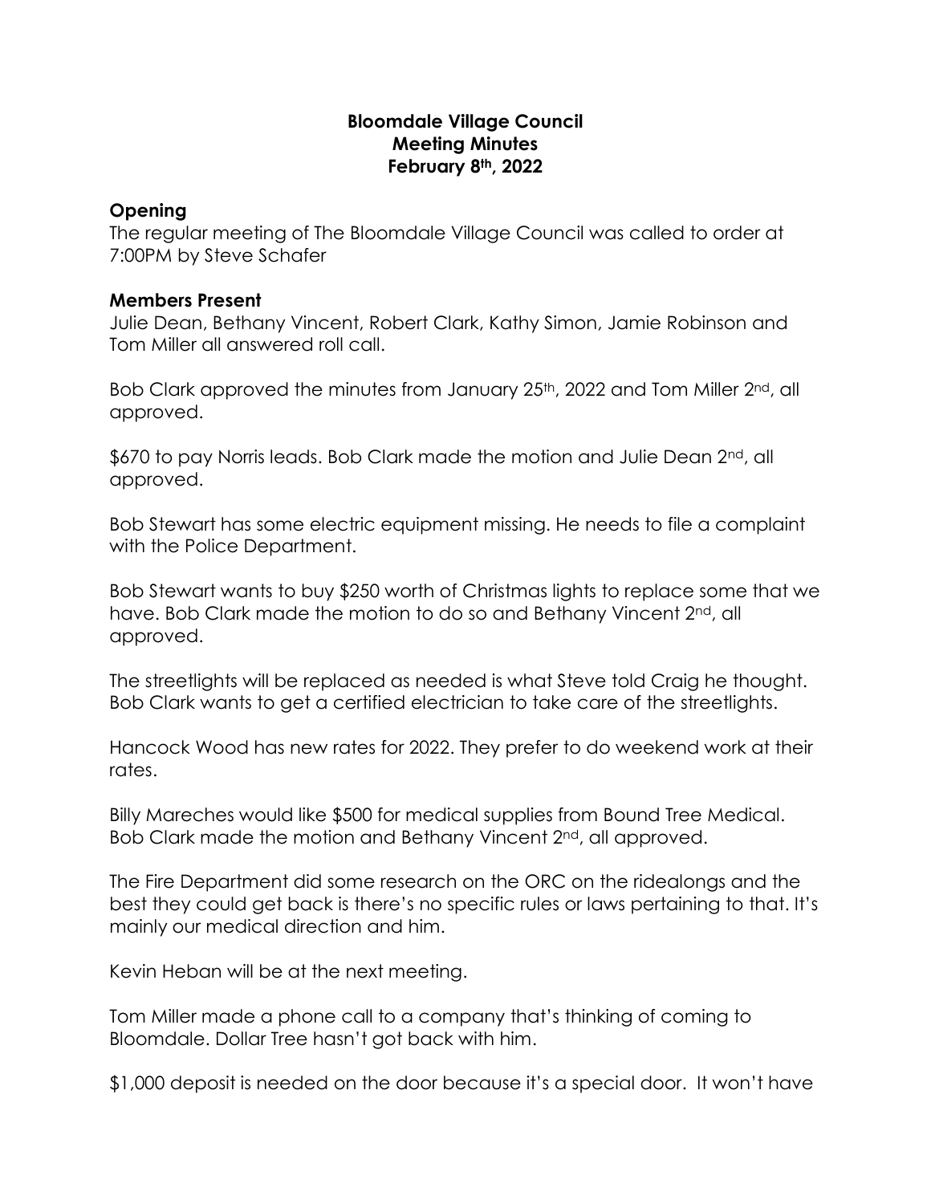**Bloomdale Village Council**
**Meeting Minutes**
**February 8th, 2022**

## Opening

The regular meeting of The Bloomdale Village Council was called to order at 7:00PM by Steve Schafer

## Members Present

Julie Dean, Bethany Vincent, Robert Clark, Kathy Simon, Jamie Robinson and Tom Miller all answered roll call.

Bob Clark approved the minutes from January 25th, 2022 and Tom Miller 2nd, all approved.

$670 to pay Norris leads. Bob Clark made the motion and Julie Dean 2nd, all approved.

Bob Stewart has some electric equipment missing. He needs to file a complaint with the Police Department.

Bob Stewart wants to buy $250 worth of Christmas lights to replace some that we have. Bob Clark made the motion to do so and Bethany Vincent 2nd, all approved.

The streetlights will be replaced as needed is what Steve told Craig he thought. Bob Clark wants to get a certified electrician to take care of the streetlights.

Hancock Wood has new rates for 2022. They prefer to do weekend work at their rates.

Billy Mareches would like $500 for medical supplies from Bound Tree Medical. Bob Clark made the motion and Bethany Vincent 2nd, all approved.

The Fire Department did some research on the ORC on the ridealongs and the best they could get back is there's no specific rules or laws pertaining to that. It's mainly our medical direction and him.

Kevin Heban will be at the next meeting.

Tom Miller made a phone call to a company that's thinking of coming to Bloomdale. Dollar Tree hasn't got back with him.

$1,000 deposit is needed on the door because it's a special door. It won't have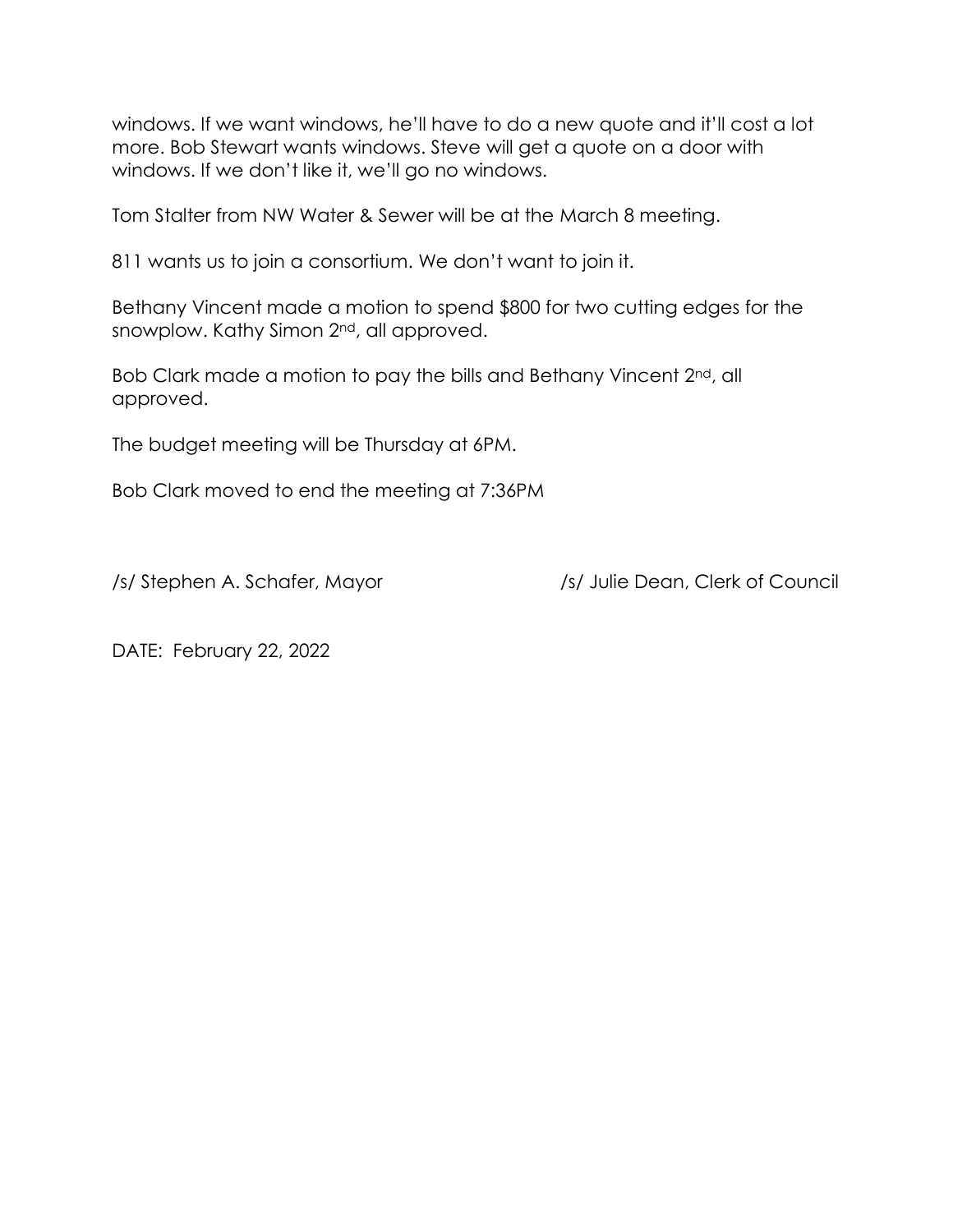windows. If we want windows, he'll have to do a new quote and it'll cost a lot more. Bob Stewart wants windows. Steve will get a quote on a door with windows. If we don't like it, we'll go no windows.

Tom Stalter from NW Water & Sewer will be at the March 8 meeting.

811 wants us to join a consortium. We don't want to join it.

Bethany Vincent made a motion to spend $800 for two cutting edges for the snowplow. Kathy Simon 2nd, all approved.

Bob Clark made a motion to pay the bills and Bethany Vincent 2nd, all approved.

The budget meeting will be Thursday at 6PM.

Bob Clark moved to end the meeting at 7:36PM

/s/ Stephen A. Schafer, Mayor /s/ Julie Dean, Clerk of Council

DATE: February 22, 2022